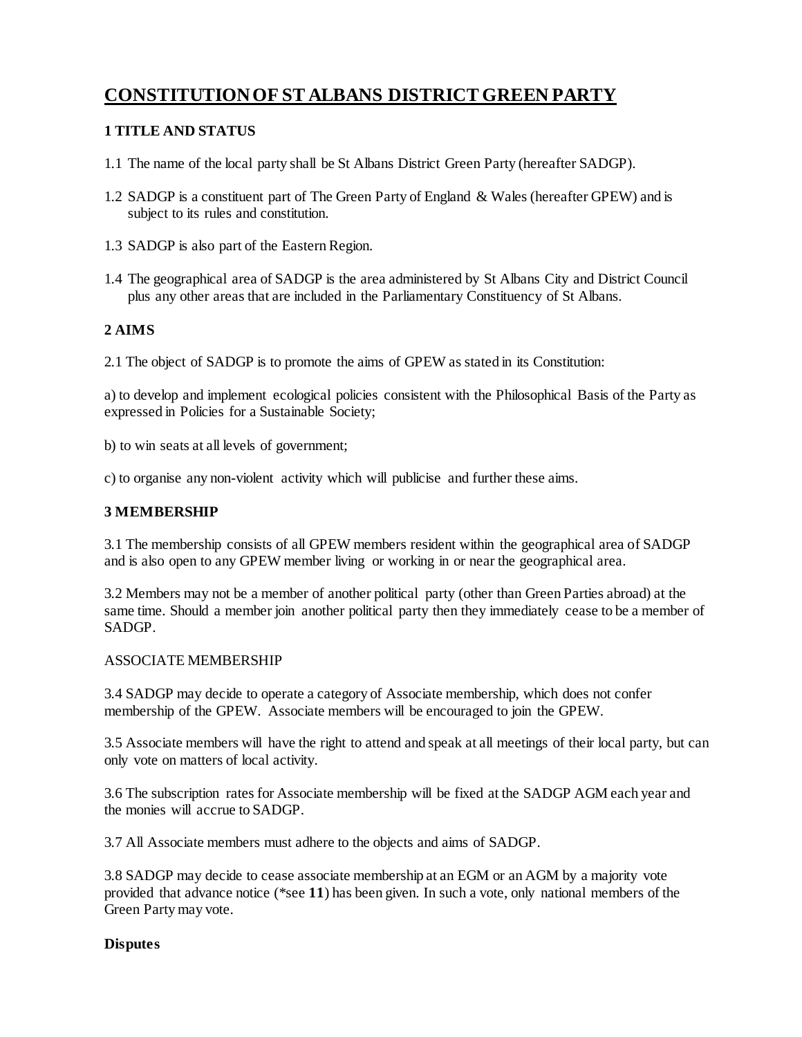# CONSTITUTION OF ST ALBANS DISTRICT GREEN PARTY

## 1 TITLE AND STATUS

1.1 The name of the local party shall be St Albans District Green Party (hereafter SADGP).

1.2 SADGP is a constituent part of The Green Party of England & Wales (hereafter GPEW) and is subject to its rules and constitution.

1.3 SADGP is also part of the Eastern Region.

1.4 The geographical area of SADGP is the area administered by St Albans City and District Council plus any other areas that are included in the Parliamentary Constituency of St Albans.

## 2 AIMS

2.1 The object of SADGP is to promote the aims of GPEW as stated in its Constitution:

a) to develop and implement ecological policies consistent with the Philosophical Basis of the Party as expressed in Policies for a Sustainable Society;

b) to win seats at all levels of government;

c) to organise any non-violent activity which will publicise and further these aims.

## 3 MEMBERSHIP

3.1 The membership consists of all GPEW members resident within the geographical area of SADGP and is also open to any GPEW member living or working in or near the geographical area.

3.2 Members may not be a member of another political party (other than Green Parties abroad) at the same time. Should a member join another political party then they immediately cease to be a member of SADGP.

ASSOCIATE MEMBERSHIP

3.4 SADGP may decide to operate a category of Associate membership, which does not confer membership of the GPEW. Associate members will be encouraged to join the GPEW.

3.5 Associate members will have the right to attend and speak at all meetings of their local party, but can only vote on matters of local activity.

3.6 The subscription rates for Associate membership will be fixed at the SADGP AGM each year and the monies will accrue to SADGP.

3.7 All Associate members must adhere to the objects and aims of SADGP.

3.8 SADGP may decide to cease associate membership at an EGM or an AGM by a majority vote provided that advance notice (*see **11**) has been given. In such a vote, only national members of the Green Party may vote.

**Disputes**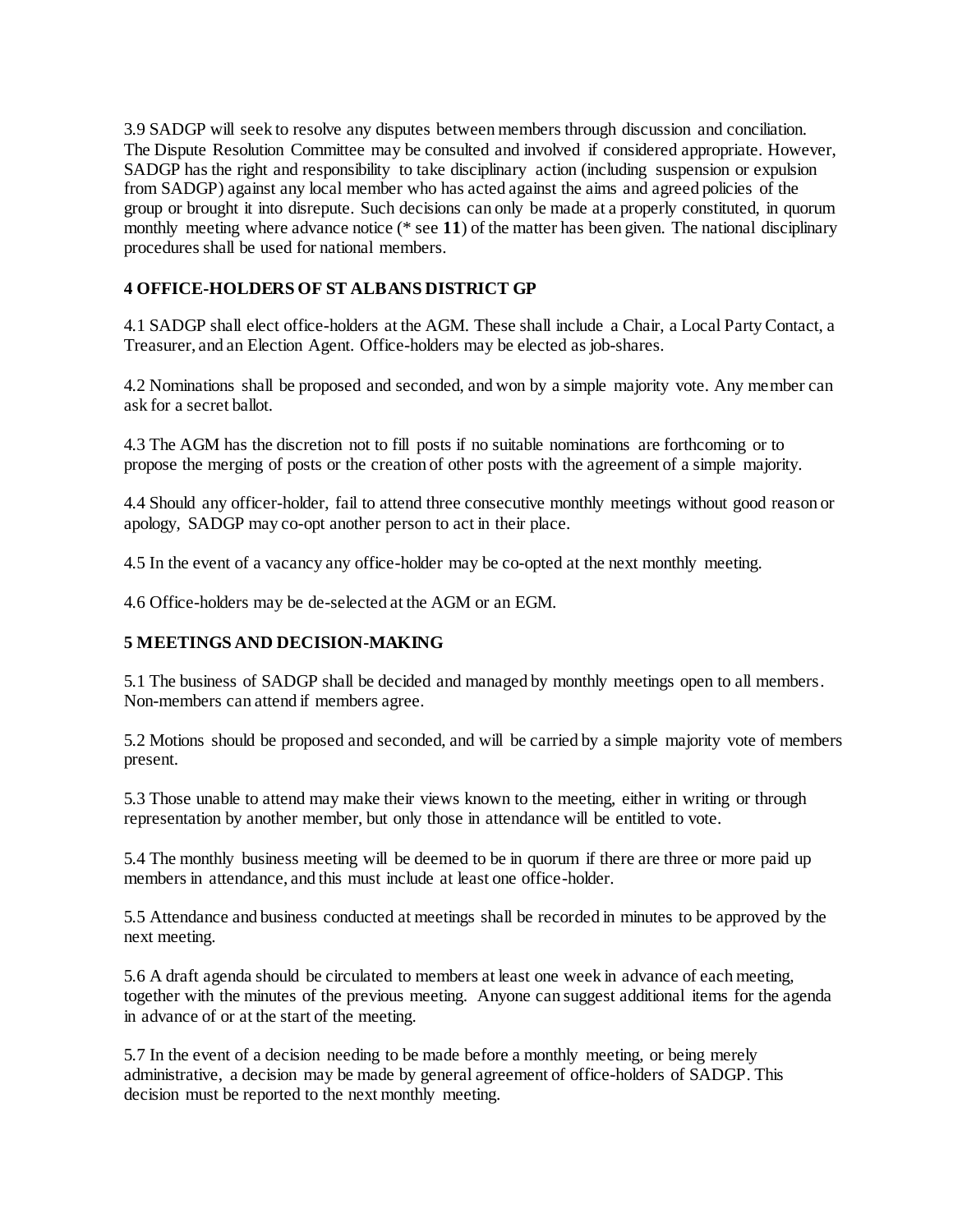3.9 SADGP will seek to resolve any disputes between members through discussion and conciliation. The Dispute Resolution Committee may be consulted and involved if considered appropriate. However, SADGP has the right and responsibility to take disciplinary action (including suspension or expulsion from SADGP) against any local member who has acted against the aims and agreed policies of the group or brought it into disrepute. Such decisions can only be made at a properly constituted, in quorum monthly meeting where advance notice (* see **11**) of the matter has been given. The national disciplinary procedures shall be used for national members.

## 4 OFFICE-HOLDERS OF ST ALBANS DISTRICT GP

4.1 SADGP shall elect office-holders at the AGM. These shall include a Chair, a Local Party Contact, a Treasurer, and an Election Agent. Office-holders may be elected as job-shares.

4.2 Nominations shall be proposed and seconded, and won by a simple majority vote. Any member can ask for a secret ballot.

4.3 The AGM has the discretion not to fill posts if no suitable nominations are forthcoming or to propose the merging of posts or the creation of other posts with the agreement of a simple majority.

4.4 Should any officer-holder, fail to attend three consecutive monthly meetings without good reason or apology, SADGP may co-opt another person to act in their place.

4.5 In the event of a vacancy any office-holder may be co-opted at the next monthly meeting.

4.6 Office-holders may be de-selected at the AGM or an EGM.

## 5 MEETINGS AND DECISION-MAKING

5.1 The business of SADGP shall be decided and managed by monthly meetings open to all members. Non-members can attend if members agree.

5.2 Motions should be proposed and seconded, and will be carried by a simple majority vote of members present.

5.3 Those unable to attend may make their views known to the meeting, either in writing or through representation by another member, but only those in attendance will be entitled to vote.

5.4 The monthly business meeting will be deemed to be in quorum if there are three or more paid up members in attendance, and this must include at least one office-holder.

5.5 Attendance and business conducted at meetings shall be recorded in minutes to be approved by the next meeting.

5.6 A draft agenda should be circulated to members at least one week in advance of each meeting, together with the minutes of the previous meeting. Anyone can suggest additional items for the agenda in advance of or at the start of the meeting.

5.7 In the event of a decision needing to be made before a monthly meeting, or being merely administrative, a decision may be made by general agreement of office-holders of SADGP. This decision must be reported to the next monthly meeting.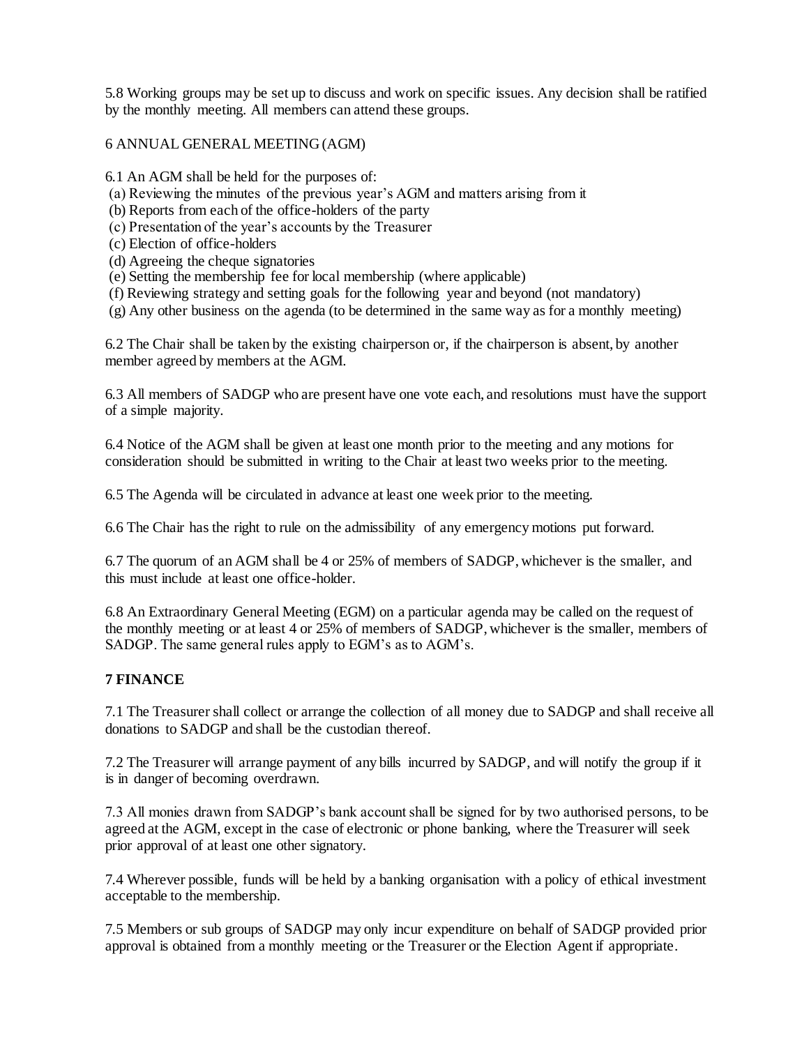5.8 Working groups may be set up to discuss and work on specific issues. Any decision shall be ratified by the monthly meeting. All members can attend these groups.

6 ANNUAL GENERAL MEETING (AGM)

6.1 An AGM shall be held for the purposes of:
(a) Reviewing the minutes of the previous year's AGM and matters arising from it
(b) Reports from each of the office-holders of the party
(c) Presentation of the year's accounts by the Treasurer
(c) Election of office-holders
(d) Agreeing the cheque signatories
(e) Setting the membership fee for local membership (where applicable)
(f) Reviewing strategy and setting goals for the following year and beyond (not mandatory)
(g) Any other business on the agenda (to be determined in the same way as for a monthly meeting)

6.2 The Chair shall be taken by the existing chairperson or, if the chairperson is absent, by another member agreed by members at the AGM.

6.3 All members of SADGP who are present have one vote each, and resolutions must have the support of a simple majority.

6.4 Notice of the AGM shall be given at least one month prior to the meeting and any motions for consideration should be submitted in writing to the Chair at least two weeks prior to the meeting.

6.5 The Agenda will be circulated in advance at least one week prior to the meeting.

6.6 The Chair has the right to rule on the admissibility of any emergency motions put forward.

6.7 The quorum of an AGM shall be 4 or 25% of members of SADGP, whichever is the smaller, and this must include at least one office-holder.

6.8 An Extraordinary General Meeting (EGM) on a particular agenda may be called on the request of the monthly meeting or at least 4 or 25% of members of SADGP, whichever is the smaller, members of SADGP. The same general rules apply to EGM's as to AGM's.

## 7 FINANCE

7.1 The Treasurer shall collect or arrange the collection of all money due to SADGP and shall receive all donations to SADGP and shall be the custodian thereof.

7.2 The Treasurer will arrange payment of any bills incurred by SADGP, and will notify the group if it is in danger of becoming overdrawn.

7.3 All monies drawn from SADGP's bank account shall be signed for by two authorised persons, to be agreed at the AGM, except in the case of electronic or phone banking, where the Treasurer will seek prior approval of at least one other signatory.

7.4 Wherever possible, funds will be held by a banking organisation with a policy of ethical investment acceptable to the membership.

7.5 Members or sub groups of SADGP may only incur expenditure on behalf of SADGP provided prior approval is obtained from a monthly meeting or the Treasurer or the Election Agent if appropriate.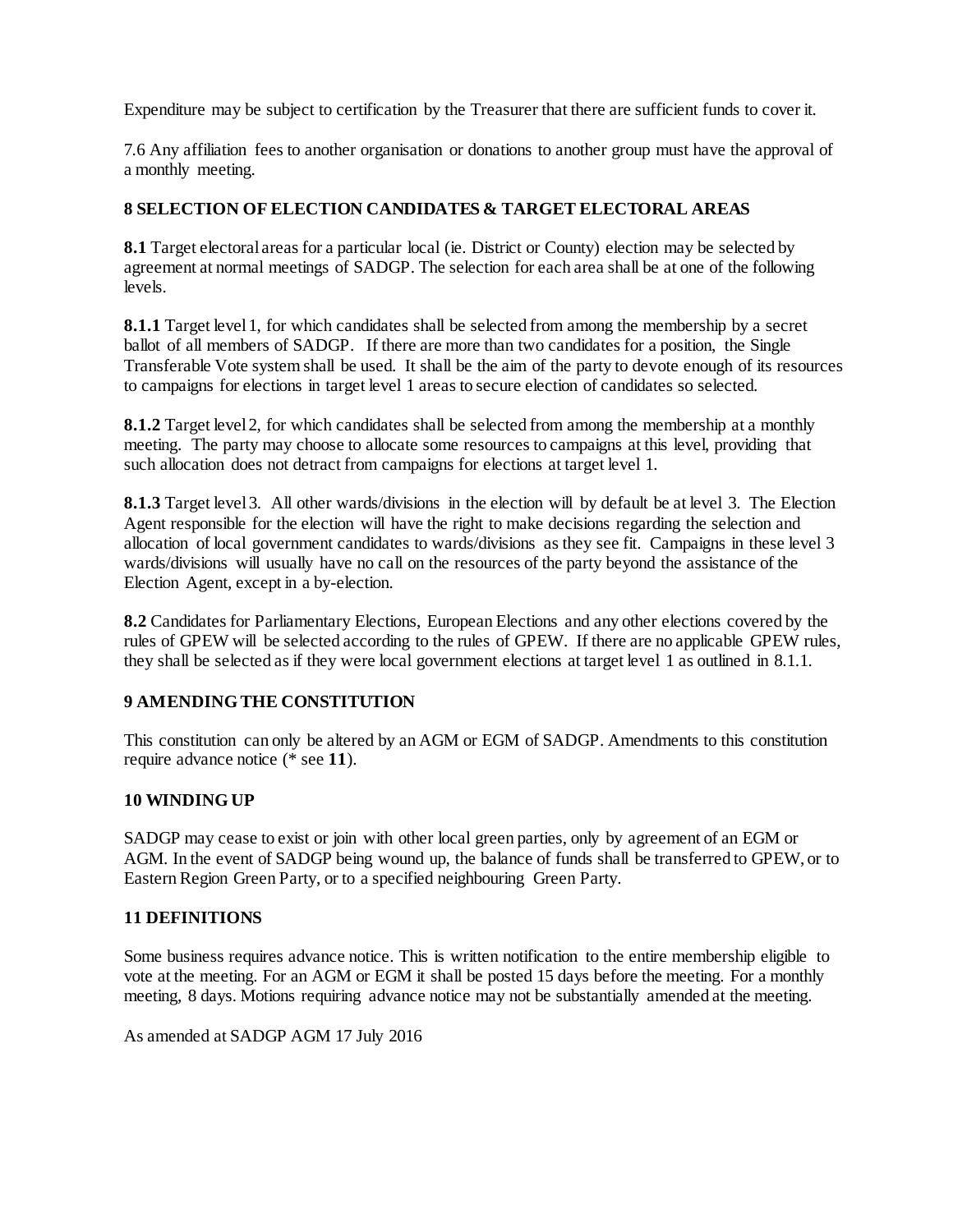Expenditure may be subject to certification by the Treasurer that there are sufficient funds to cover it.

7.6 Any affiliation fees to another organisation or donations to another group must have the approval of a monthly meeting.

## 8 SELECTION OF ELECTION CANDIDATES & TARGET ELECTORAL AREAS

**8.1** Target electoral areas for a particular local (ie. District or County) election may be selected by agreement at normal meetings of SADGP. The selection for each area shall be at one of the following levels.

**8.1.1** Target level 1, for which candidates shall be selected from among the membership by a secret ballot of all members of SADGP. If there are more than two candidates for a position, the Single Transferable Vote system shall be used. It shall be the aim of the party to devote enough of its resources to campaigns for elections in target level 1 areas to secure election of candidates so selected.

**8.1.2** Target level 2, for which candidates shall be selected from among the membership at a monthly meeting. The party may choose to allocate some resources to campaigns at this level, providing that such allocation does not detract from campaigns for elections at target level 1.

**8.1.3** Target level 3. All other wards/divisions in the election will by default be at level 3. The Election Agent responsible for the election will have the right to make decisions regarding the selection and allocation of local government candidates to wards/divisions as they see fit. Campaigns in these level 3 wards/divisions will usually have no call on the resources of the party beyond the assistance of the Election Agent, except in a by-election.

**8.2** Candidates for Parliamentary Elections, European Elections and any other elections covered by the rules of GPEW will be selected according to the rules of GPEW. If there are no applicable GPEW rules, they shall be selected as if they were local government elections at target level 1 as outlined in 8.1.1.

## 9 AMENDING THE CONSTITUTION

This constitution can only be altered by an AGM or EGM of SADGP. Amendments to this constitution require advance notice (* see **11**).

## 10 WINDING UP

SADGP may cease to exist or join with other local green parties, only by agreement of an EGM or AGM. In the event of SADGP being wound up, the balance of funds shall be transferred to GPEW, or to Eastern Region Green Party, or to a specified neighbouring Green Party.

## 11 DEFINITIONS

Some business requires advance notice. This is written notification to the entire membership eligible to vote at the meeting. For an AGM or EGM it shall be posted 15 days before the meeting. For a monthly meeting, 8 days. Motions requiring advance notice may not be substantially amended at the meeting.

As amended at SADGP AGM 17 July 2016